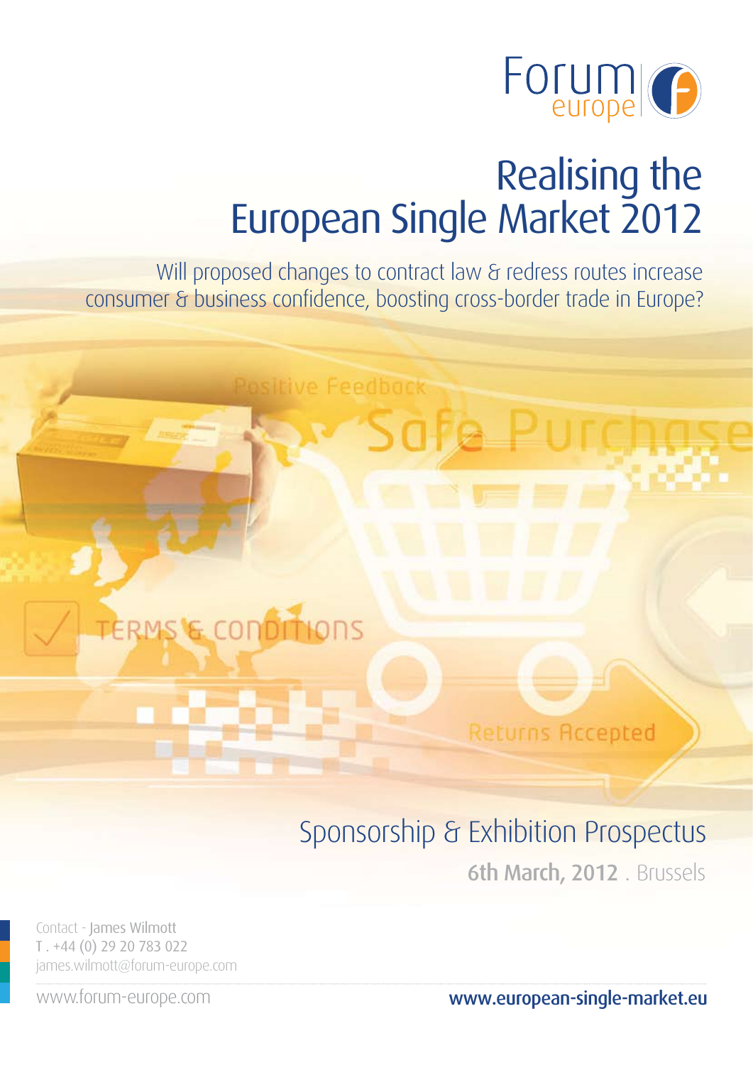Forum europe

# Realising the European Single Market 2012

Will proposed changes to contract law & redress routes increase consumer & business confidence, boosting cross-border trade in Europe?

## Sponsorship & Exhibition Prospectus

**6th March, 2012** . Brussels

Contact - James Wilmott
T . +44 (0) 29 20 783 022
james.wilmott@forum-europe.com

www.forum-europe.com

**www.european-single-market.eu**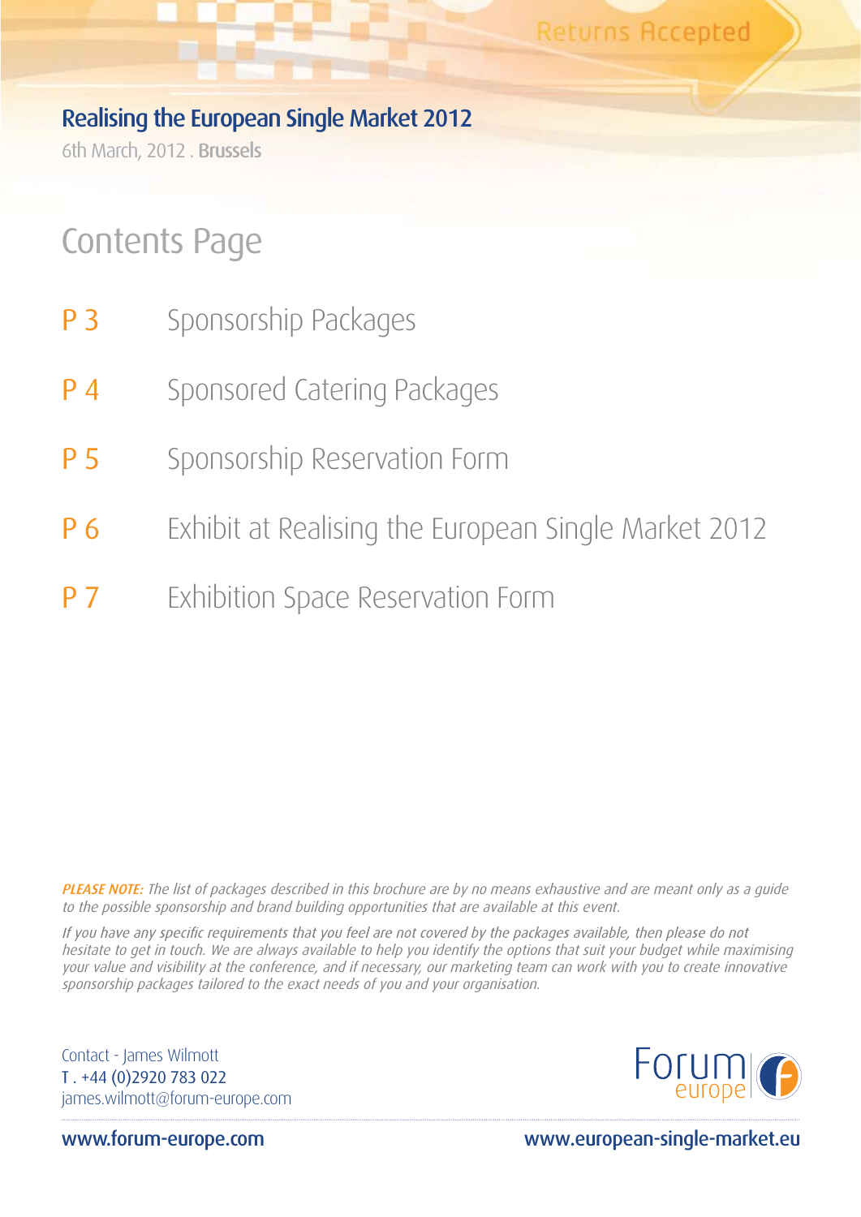Returns Accepted

## Realising the European Single Market 2012

6th March, 2012 . **Brussels**

# Contents Page

| | |
|---|---|
| P 3 | Sponsorship Packages |
| P 4 | Sponsored Catering Packages |
| P 5 | Sponsorship Reservation Form |
| P 6 | Exhibit at Realising the European Single Market 2012 |
| P 7 | Exhibition Space Reservation Form |

***PLEASE NOTE:*** *The list of packages described in this brochure are by no means exhaustive and are meant only as a guide to the possible sponsorship and brand building opportunities that are available at this event.*

*If you have any specific requirements that you feel are not covered by the packages available, then please do not hesitate to get in touch. We are always available to help you identify the options that suit your budget while maximising your value and visibility at the conference, and if necessary, our marketing team can work with you to create innovative sponsorship packages tailored to the exact needs of you and your organisation.*

Contact - James Wilmott
T . +44 (0)2920 783 022
james.wilmott@forum-europe.com

Forum europe

www.forum-europe.com www.european-single-market.eu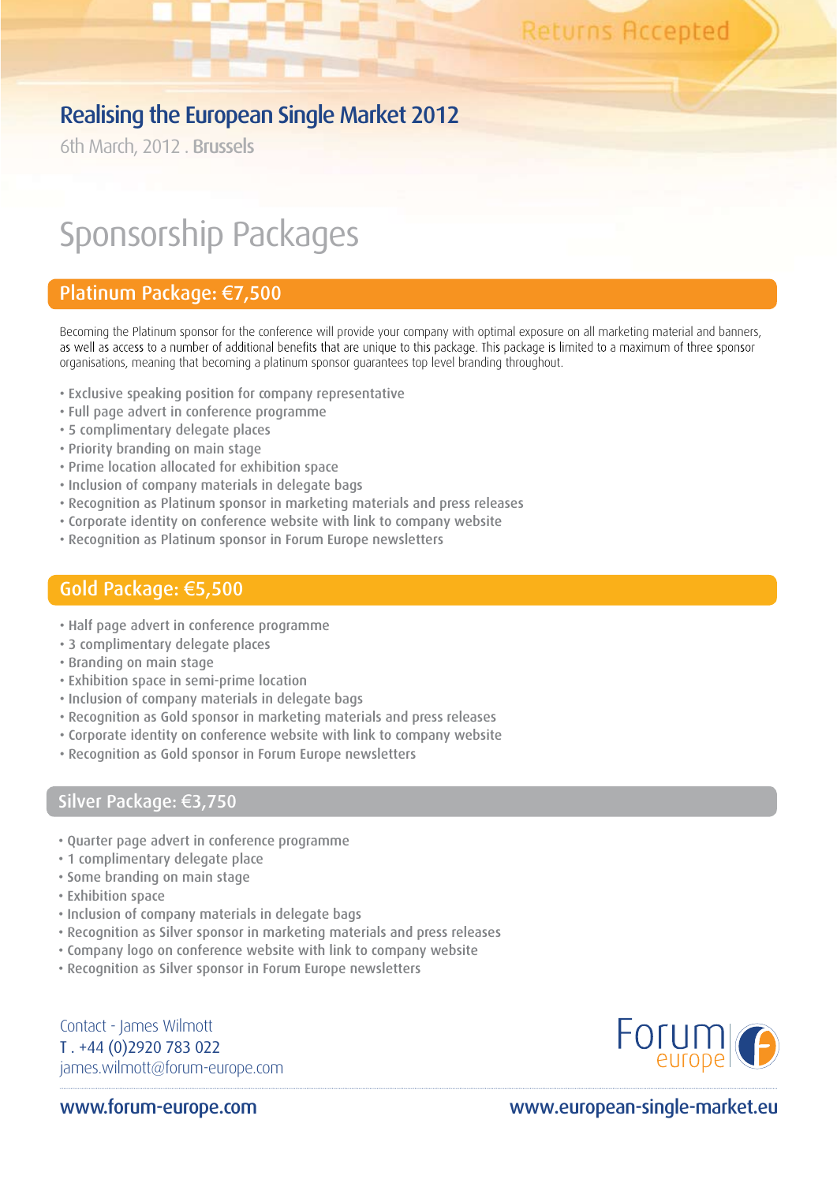Returns Accepted

# Realising the European Single Market 2012

6th March, 2012 . **Brussels**

# Sponsorship Packages

## Platinum Package: €7,500

Becoming the Platinum sponsor for the conference will provide your company with optimal exposure on all marketing material and banners, as well as access to a number of additional benefits that are unique to this package. This package is limited to a maximum of three sponsor organisations, meaning that becoming a platinum sponsor guarantees top level branding throughout.

- Exclusive speaking position for company representative
- Full page advert in conference programme
- 5 complimentary delegate places
- Priority branding on main stage
- Prime location allocated for exhibition space
- Inclusion of company materials in delegate bags
- Recognition as Platinum sponsor in marketing materials and press releases
- Corporate identity on conference website with link to company website
- Recognition as Platinum sponsor in Forum Europe newsletters

## Gold Package: €5,500

- Half page advert in conference programme
- 3 complimentary delegate places
- Branding on main stage
- Exhibition space in semi-prime location
- Inclusion of company materials in delegate bags
- Recognition as Gold sponsor in marketing materials and press releases
- Corporate identity on conference website with link to company website
- Recognition as Gold sponsor in Forum Europe newsletters

## Silver Package: €3,750

- Quarter page advert in conference programme
- 1 complimentary delegate place
- Some branding on main stage
- Exhibition space
- Inclusion of company materials in delegate bags
- Recognition as Silver sponsor in marketing materials and press releases
- Company logo on conference website with link to company website
- Recognition as Silver sponsor in Forum Europe newsletters

Contact - James Wilmott
T . +44 (0)2920 783 022
james.wilmott@forum-europe.com

Forum europe

www.forum-europe.com www.european-single-market.eu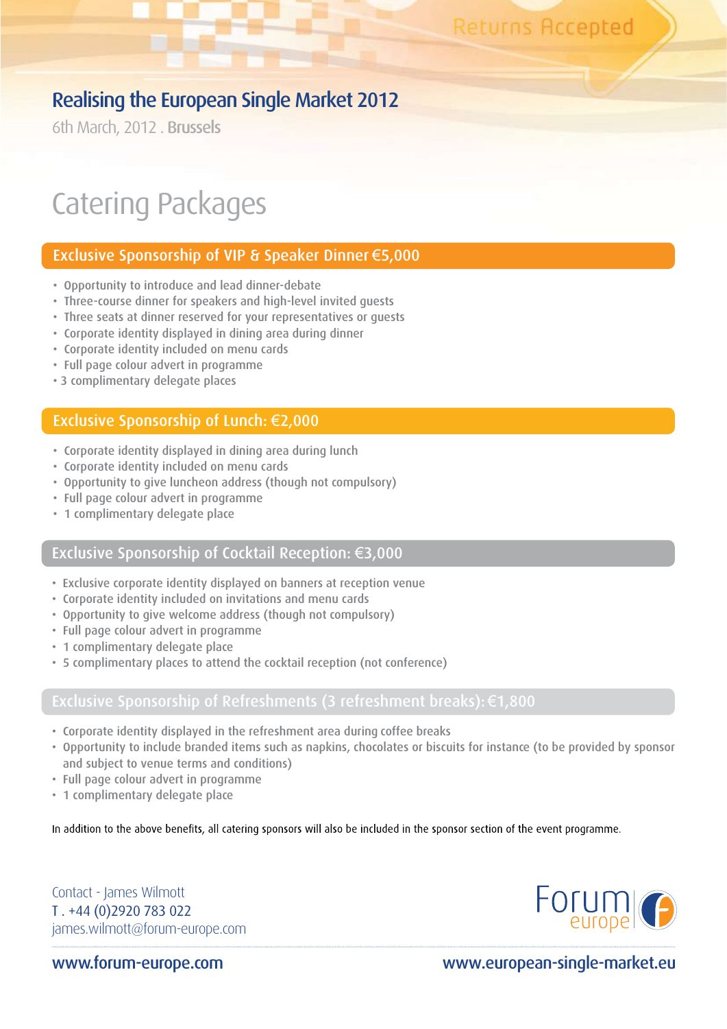Returns Accepted

# Realising the European Single Market 2012

6th March, 2012 . **Brussels**

## Catering Packages

### Exclusive Sponsorship of VIP & Speaker Dinner €5,000

- Opportunity to introduce and lead dinner-debate
- Three-course dinner for speakers and high-level invited guests
- Three seats at dinner reserved for your representatives or guests
- Corporate identity displayed in dining area during dinner
- Corporate identity included on menu cards
- Full page colour advert in programme
- 3 complimentary delegate places

### Exclusive Sponsorship of Lunch: €2,000

- Corporate identity displayed in dining area during lunch
- Corporate identity included on menu cards
- Opportunity to give luncheon address (though not compulsory)
- Full page colour advert in programme
- 1 complimentary delegate place

### Exclusive Sponsorship of Cocktail Reception: €3,000

- Exclusive corporate identity displayed on banners at reception venue
- Corporate identity included on invitations and menu cards
- Opportunity to give welcome address (though not compulsory)
- Full page colour advert in programme
- 1 complimentary delegate place
- 5 complimentary places to attend the cocktail reception (not conference)

### Exclusive Sponsorship of Refreshments (3 refreshment breaks): €1,800

- Corporate identity displayed in the refreshment area during coffee breaks
- Opportunity to include branded items such as napkins, chocolates or biscuits for instance (to be provided by sponsor and subject to venue terms and conditions)
- Full page colour advert in programme
- 1 complimentary delegate place

In addition to the above benefits, all catering sponsors will also be included in the sponsor section of the event programme.

Contact - James Wilmott
T . +44 (0)2920 783 022
james.wilmott@forum-europe.com

Forum europe

www.forum-europe.com

www.european-single-market.eu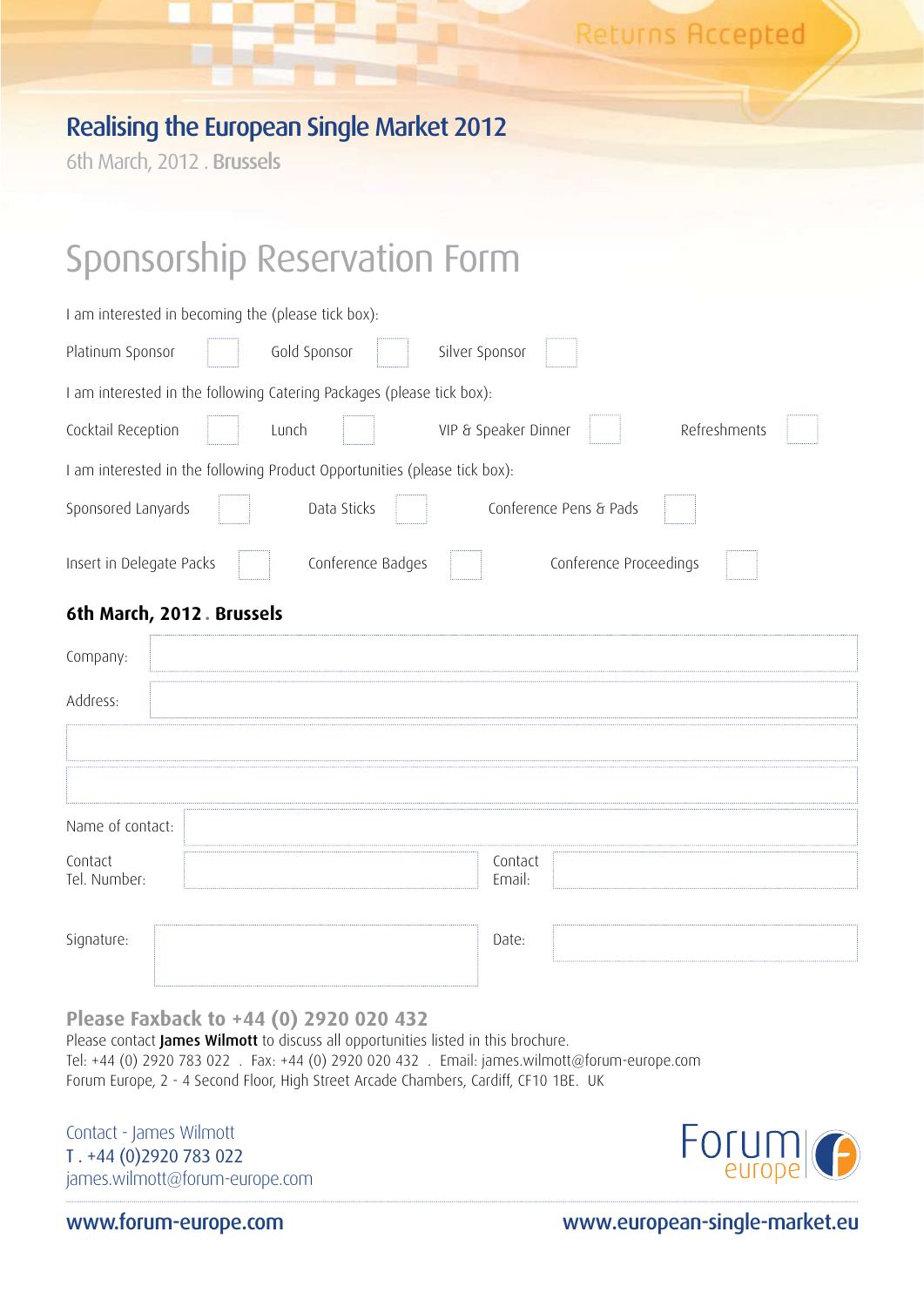Returns Accepted

## Realising the European Single Market 2012

6th March, 2012 . **Brussels**

# Sponsorship Reservation Form

I am interested in becoming the (please tick box):

Platinum Sponsor ☐ Gold Sponsor ☐ Silver Sponsor ☐

I am interested in the following Catering Packages (please tick box):

Cocktail Reception ☐ Lunch ☐ VIP & Speaker Dinner ☐ Refreshments ☐

I am interested in the following Product Opportunities (please tick box):

Sponsored Lanyards ☐ Data Sticks ☐ Conference Pens & Pads ☐

Insert in Delegate Packs ☐ Conference Badges ☐ Conference Proceedings ☐

**6th March, 2012 . Brussels**

Company:

Address:

Name of contact:

Contact Tel. Number: Contact Email:

Signature: Date:

**Please Faxback to +44 (0) 2920 020 432**

Please contact **James Wilmott** to discuss all opportunities listed in this brochure.
Tel: +44 (0) 2920 783 022 . Fax: +44 (0) 2920 020 432 . Email: james.wilmott@forum-europe.com
Forum Europe, 2 - 4 Second Floor, High Street Arcade Chambers, Cardiff, CF10 1BE. UK

Contact - James Wilmott
T . +44 (0)2920 783 022
james.wilmott@forum-europe.com

Forum europe

www.forum-europe.com www.european-single-market.eu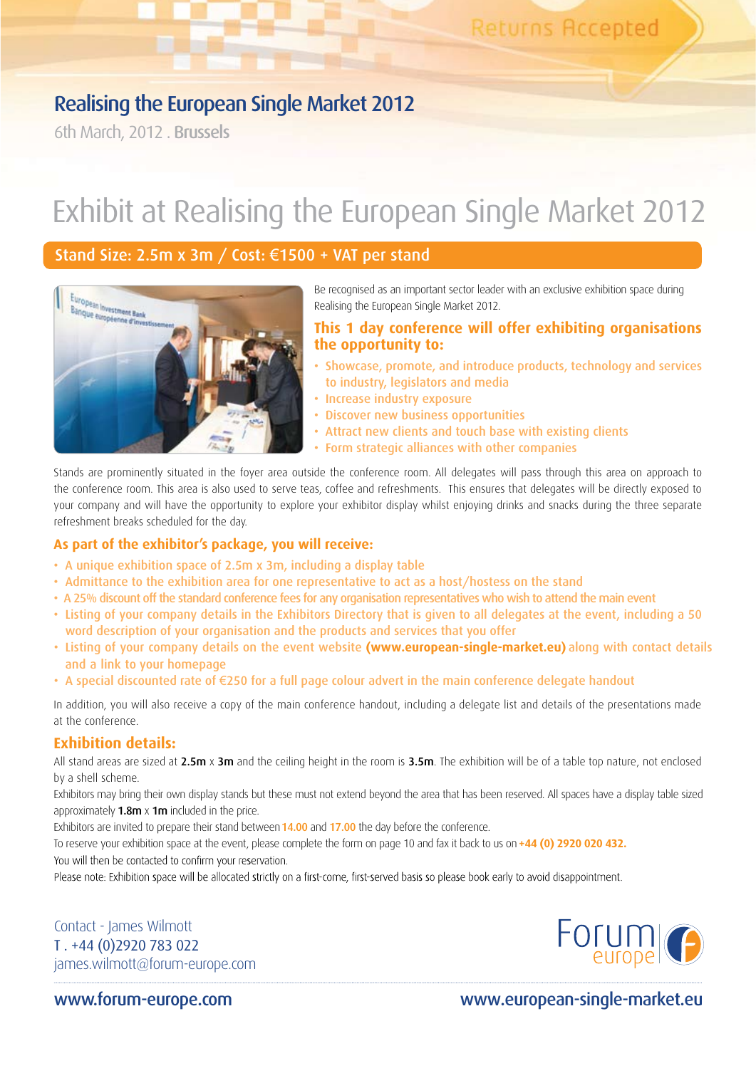Returns Accepted

## Realising the European Single Market 2012

6th March, 2012 . **Brussels**

# Exhibit at Realising the European Single Market 2012

## Stand Size: 2.5m x 3m / Cost: €1500 + VAT per stand

Be recognised as an important sector leader with an exclusive exhibition space during Realising the European Single Market 2012.

### This 1 day conference will offer exhibiting organisations the opportunity to:

- Showcase, promote, and introduce products, technology and services to industry, legislators and media
- Increase industry exposure
- Discover new business opportunities
- Attract new clients and touch base with existing clients
- Form strategic alliances with other companies

Stands are prominently situated in the foyer area outside the conference room. All delegates will pass through this area on approach to the conference room. This area is also used to serve teas, coffee and refreshments. This ensures that delegates will be directly exposed to your company and will have the opportunity to explore your exhibitor display whilst enjoying drinks and snacks during the three separate refreshment breaks scheduled for the day.

### As part of the exhibitor's package, you will receive:

- A unique exhibition space of 2.5m x 3m, including a display table
- Admittance to the exhibition area for one representative to act as a host/hostess on the stand
- A 25% discount off the standard conference fees for any organisation representatives who wish to attend the main event
- Listing of your company details in the Exhibitors Directory that is given to all delegates at the event, including a 50 word description of your organisation and the products and services that you offer
- Listing of your company details on the event website **(www.european-single-market.eu)** along with contact details and a link to your homepage
- A special discounted rate of €250 for a full page colour advert in the main conference delegate handout

In addition, you will also receive a copy of the main conference handout, including a delegate list and details of the presentations made at the conference.

### Exhibition details:

All stand areas are sized at **2.5m** x **3m** and the ceiling height in the room is **3.5m**. The exhibition will be of a table top nature, not enclosed by a shell scheme.

Exhibitors may bring their own display stands but these must not extend beyond the area that has been reserved. All spaces have a display table sized approximately **1.8m** x **1m** included in the price.

Exhibitors are invited to prepare their stand between 14.00 and 17.00 the day before the conference.

To reserve your exhibition space at the event, please complete the form on page 10 and fax it back to us on **+44 (0) 2920 020 432.**

You will then be contacted to confirm your reservation.

Please note: Exhibition space will be allocated strictly on a first-come, first-served basis so please book early to avoid disappointment.

Contact - James Wilmott
T . +44 (0)2920 783 022
james.wilmott@forum-europe.com

Forum europe

www.forum-europe.com

www.european-single-market.eu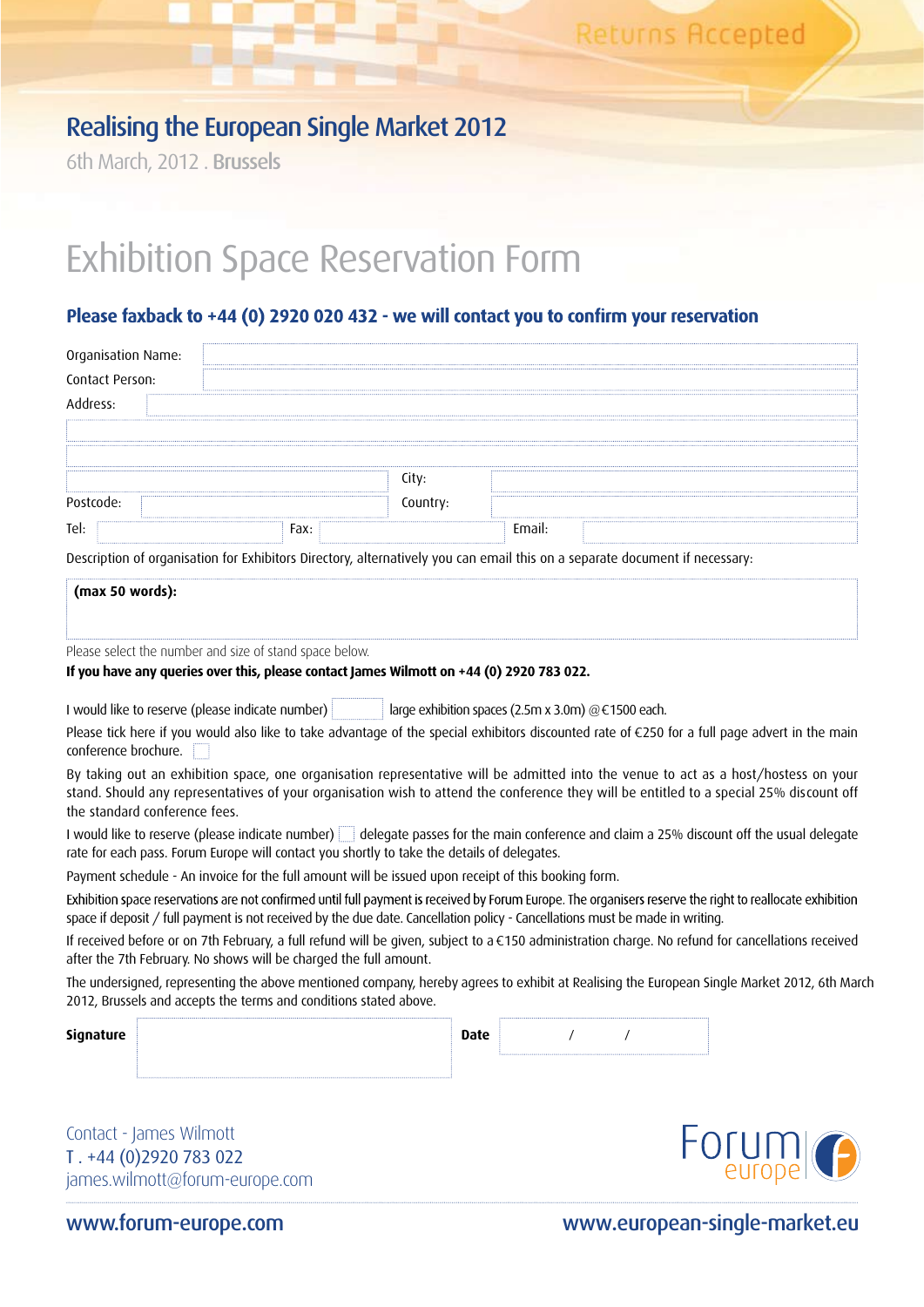Returns Accepted

## Realising the European Single Market 2012

6th March, 2012 . **Brussels**

# Exhibition Space Reservation Form

### Please faxback to +44 (0) 2920 020 432 - we will contact you to confirm your reservation

Organisation Name:

Contact Person:

Address:

City:

Postcode:

Country:

Tel:

Fax:

Email:

Description of organisation for Exhibitors Directory, alternatively you can email this on a separate document if necessary:

**(max 50 words):**

Please select the number and size of stand space below.

**If you have any queries over this, please contact James Wilmott on +44 (0) 2920 783 022.**

I would like to reserve (please indicate number) ☐ large exhibition spaces (2.5m x 3.0m) @ €1500 each.

Please tick here if you would also like to take advantage of the special exhibitors discounted rate of €250 for a full page advert in the main conference brochure. ☐

By taking out an exhibition space, one organisation representative will be admitted into the venue to act as a host/hostess on your stand. Should any representatives of your organisation wish to attend the conference they will be entitled to a special 25% discount off the standard conference fees.

I would like to reserve (please indicate number) ☐ delegate passes for the main conference and claim a 25% discount off the usual delegate rate for each pass. Forum Europe will contact you shortly to take the details of delegates.

Payment schedule - An invoice for the full amount will be issued upon receipt of this booking form.

Exhibition space reservations are not confirmed until full payment is received by Forum Europe. The organisers reserve the right to reallocate exhibition space if deposit / full payment is not received by the due date. Cancellation policy - Cancellations must be made in writing.

If received before or on 7th February, a full refund will be given, subject to a €150 administration charge. No refund for cancellations received after the 7th February. No shows will be charged the full amount.

The undersigned, representing the above mentioned company, hereby agrees to exhibit at Realising the European Single Market 2012, 6th March 2012, Brussels and accepts the terms and conditions stated above.

**Signature**

**Date** / /

Contact - James Wilmott
T . +44 (0)2920 783 022
james.wilmott@forum-europe.com

Forum europe

www.forum-europe.com

www.european-single-market.eu